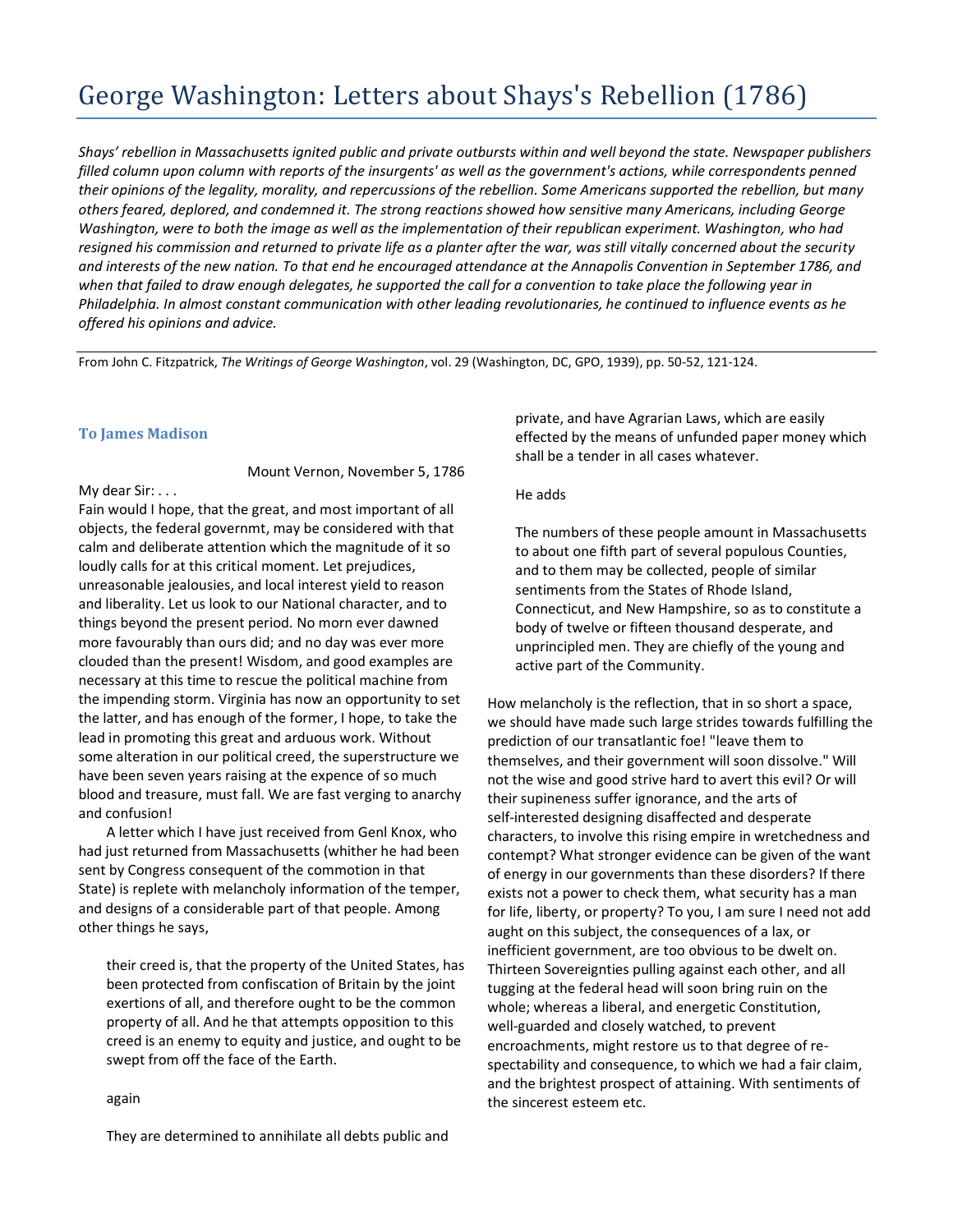# George Washington: Letters about Shays's Rebellion (1786)

*Shays' rebellion in Massachusetts ignited public and private outbursts within and well beyond the state. Newspaper publishers filled column upon column with reports of the insurgents' as well as the government's actions, while correspondents penned their opinions of the legality, morality, and repercussions of the rebellion. Some Americans supported the rebellion, but many others feared, deplored, and condemned it. The strong reactions showed how sensitive many Americans, including George Washington, were to both the image as well as the implementation of their republican experiment. Washington, who had resigned his commission and returned to private life as a planter after the war, was still vitally concerned about the security and interests of the new nation. To that end he encouraged attendance at the Annapolis Convention in September 1786, and when that failed to draw enough delegates, he supported the call for a convention to take place the following year in Philadelphia. In almost constant communication with other leading revolutionaries, he continued to influence events as he offered his opinions and advice.*

---

From John C. Fitzpatrick, *The Writings of George Washington*, vol. 29 (Washington, DC, GPO, 1939), pp. 50-52, 121-124.

### To James Madison

Mount Vernon, November 5, 1786

My dear Sir: . . .

Fain would I hope, that the great, and most important of all objects, the federal governmt, may be considered with that calm and deliberate attention which the magnitude of it so loudly calls for at this critical moment. Let prejudices, unreasonable jealousies, and local interest yield to reason and liberality. Let us look to our National character, and to things beyond the present period. No morn ever dawned more favourably than ours did; and no day was ever more clouded than the present! Wisdom, and good examples are necessary at this time to rescue the political machine from the impending storm. Virginia has now an opportunity to set the latter, and has enough of the former, I hope, to take the lead in promoting this great and arduous work. Without some alteration in our political creed, the superstructure we have been seven years raising at the expence of so much blood and treasure, must fall. We are fast verging to anarchy and confusion!

A letter which I have just received from Genl Knox, who had just returned from Massachusetts (whither he had been sent by Congress consequent of the commotion in that State) is replete with melancholy information of the temper, and designs of a considerable part of that people. Among other things he says,

> their creed is, that the property of the United States, has been protected from confiscation of Britain by the joint exertions of all, and therefore ought to be the common property of all. And he that attempts opposition to this creed is an enemy to equity and justice, and ought to be swept from off the face of the Earth.

again

> They are determined to annihilate all debts public and private, and have Agrarian Laws, which are easily effected by the means of unfunded paper money which shall be a tender in all cases whatever.

He adds

> The numbers of these people amount in Massachusetts to about one fifth part of several populous Counties, and to them may be collected, people of similar sentiments from the States of Rhode Island, Connecticut, and New Hampshire, so as to constitute a body of twelve or fifteen thousand desperate, and unprincipled men. They are chiefly of the young and active part of the Community.

How melancholy is the reflection, that in so short a space, we should have made such large strides towards fulfilling the prediction of our transatlantic foe! "leave them to themselves, and their government will soon dissolve." Will not the wise and good strive hard to avert this evil? Or will their supineness suffer ignorance, and the arts of self-interested designing disaffected and desperate characters, to involve this rising empire in wretchedness and contempt? What stronger evidence can be given of the want of energy in our governments than these disorders? If there exists not a power to check them, what security has a man for life, liberty, or property? To you, I am sure I need not add aught on this subject, the consequences of a lax, or inefficient government, are too obvious to be dwelt on. Thirteen Sovereignties pulling against each other, and all tugging at the federal head will soon bring ruin on the whole; whereas a liberal, and energetic Constitution, well-guarded and closely watched, to prevent encroachments, might restore us to that degree of respectability and consequence, to which we had a fair claim, and the brightest prospect of attaining. With sentiments of the sincerest esteem etc.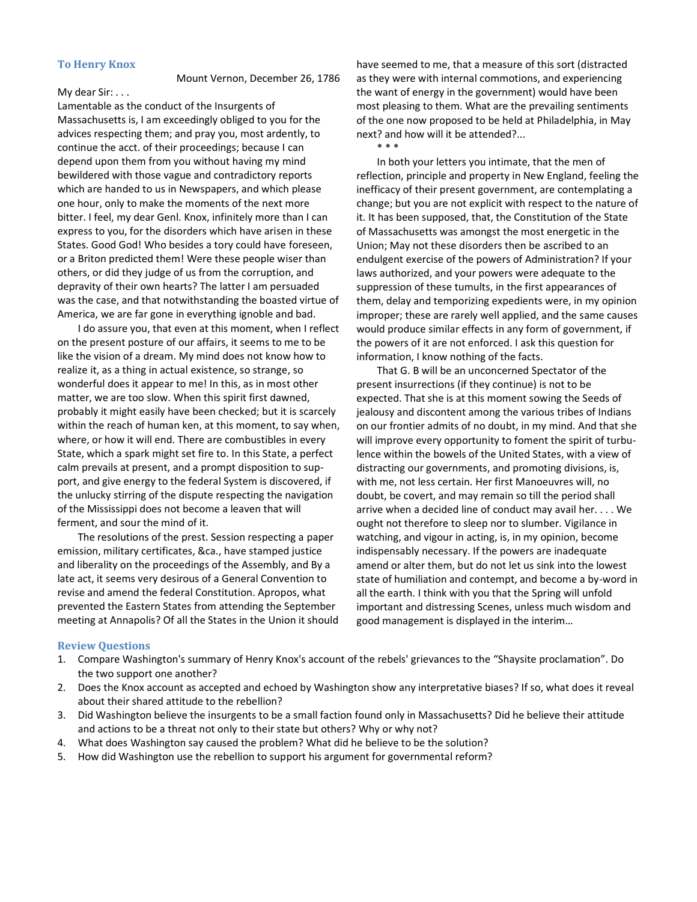### To Henry Knox

Mount Vernon, December 26, 1786

My dear Sir: . . .

Lamentable as the conduct of the Insurgents of Massachusetts is, I am exceedingly obliged to you for the advices respecting them; and pray you, most ardently, to continue the acct. of their proceedings; because I can depend upon them from you without having my mind bewildered with those vague and contradictory reports which are handed to us in Newspapers, and which please one hour, only to make the moments of the next more bitter. I feel, my dear Genl. Knox, infinitely more than I can express to you, for the disorders which have arisen in these States. Good God! Who besides a tory could have foreseen, or a Briton predicted them! Were these people wiser than others, or did they judge of us from the corruption, and depravity of their own hearts? The latter I am persuaded was the case, and that notwithstanding the boasted virtue of America, we are far gone in everything ignoble and bad.

I do assure you, that even at this moment, when I reflect on the present posture of our affairs, it seems to me to be like the vision of a dream. My mind does not know how to realize it, as a thing in actual existence, so strange, so wonderful does it appear to me! In this, as in most other matter, we are too slow. When this spirit first dawned, probably it might easily have been checked; but it is scarcely within the reach of human ken, at this moment, to say when, where, or how it will end. There are combustibles in every State, which a spark might set fire to. In this State, a perfect calm prevails at present, and a prompt disposition to support, and give energy to the federal System is discovered, if the unlucky stirring of the dispute respecting the navigation of the Mississippi does not become a leaven that will ferment, and sour the mind of it.

The resolutions of the prest. Session respecting a paper emission, military certificates, &ca., have stamped justice and liberality on the proceedings of the Assembly, and By a late act, it seems very desirous of a General Convention to revise and amend the federal Constitution. Apropos, what prevented the Eastern States from attending the September meeting at Annapolis? Of all the States in the Union it should have seemed to me, that a measure of this sort (distracted as they were with internal commotions, and experiencing the want of energy in the government) would have been most pleasing to them. What are the prevailing sentiments of the one now proposed to be held at Philadelphia, in May next? and how will it be attended?...

\* \* \*

In both your letters you intimate, that the men of reflection, principle and property in New England, feeling the inefficacy of their present government, are contemplating a change; but you are not explicit with respect to the nature of it. It has been supposed, that, the Constitution of the State of Massachusetts was amongst the most energetic in the Union; May not these disorders then be ascribed to an endulgent exercise of the powers of Administration? If your laws authorized, and your powers were adequate to the suppression of these tumults, in the first appearances of them, delay and temporizing expedients were, in my opinion improper; these are rarely well applied, and the same causes would produce similar effects in any form of government, if the powers of it are not enforced. I ask this question for information, I know nothing of the facts.

That G. B will be an unconcerned Spectator of the present insurrections (if they continue) is not to be expected. That she is at this moment sowing the Seeds of jealousy and discontent among the various tribes of Indians on our frontier admits of no doubt, in my mind. And that she will improve every opportunity to foment the spirit of turbulence within the bowels of the United States, with a view of distracting our governments, and promoting divisions, is, with me, not less certain. Her first Manoeuvres will, no doubt, be covert, and may remain so till the period shall arrive when a decided line of conduct may avail her. . . . We ought not therefore to sleep nor to slumber. Vigilance in watching, and vigour in acting, is, in my opinion, become indispensably necessary. If the powers are inadequate amend or alter them, but do not let us sink into the lowest state of humiliation and contempt, and become a by-word in all the earth. I think with you that the Spring will unfold important and distressing Scenes, unless much wisdom and good management is displayed in the interim…

### Review Questions

1. Compare Washington's summary of Henry Knox's account of the rebels' grievances to the "Shaysite proclamation". Do the two support one another?
2. Does the Knox account as accepted and echoed by Washington show any interpretative biases? If so, what does it reveal about their shared attitude to the rebellion?
3. Did Washington believe the insurgents to be a small faction found only in Massachusetts? Did he believe their attitude and actions to be a threat not only to their state but others? Why or why not?
4. What does Washington say caused the problem? What did he believe to be the solution?
5. How did Washington use the rebellion to support his argument for governmental reform?